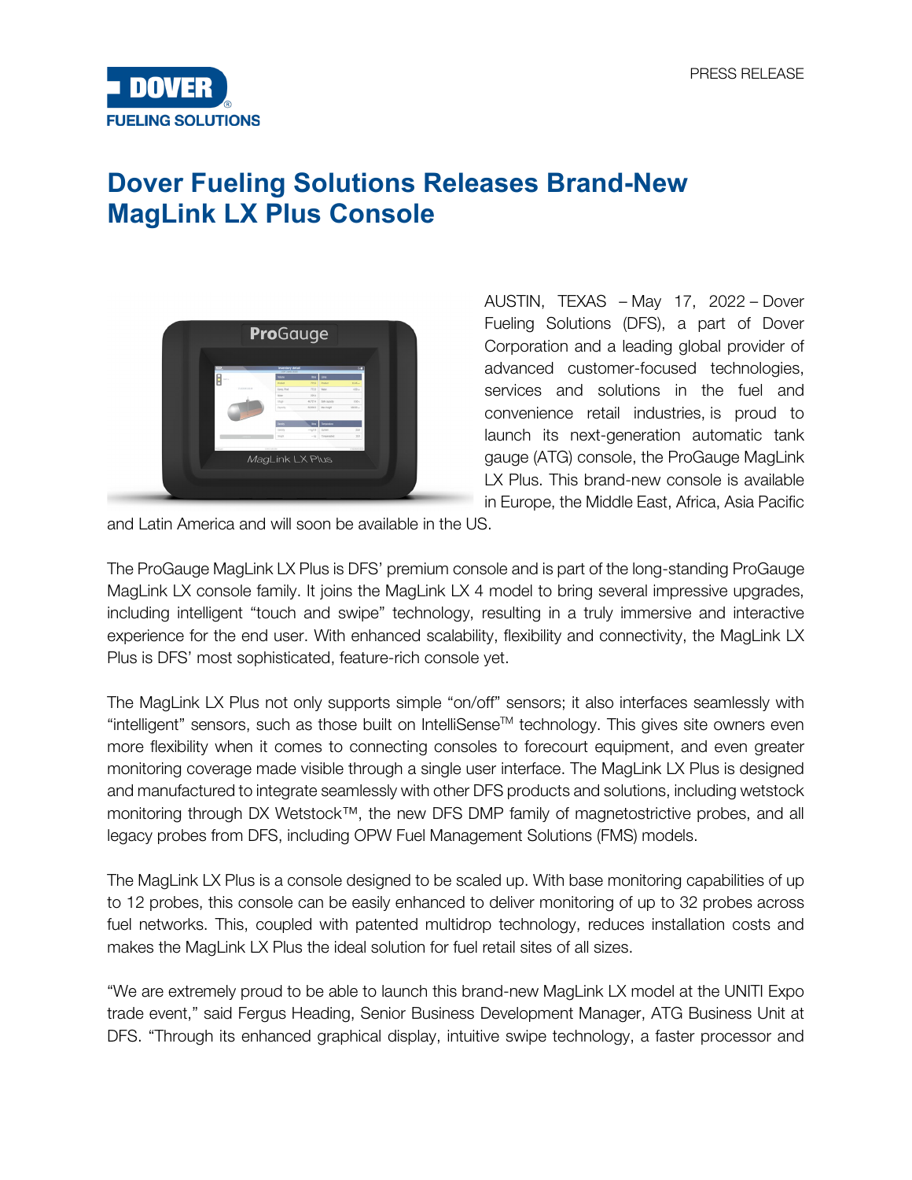PRESS RELEASE

# Dover Fueling Solutions Releases Brand-New MagLink LX Plus Console

AUSTIN, TEXAS – May 17, 2022 – Dover Fueling Solutions (DFS), a part of Dover Corporation and a leading global provider of advanced customer-focused technologies, services and solutions in the fuel and convenience retail industries, is proud to launch its next-generation automatic tank gauge (ATG) console, the ProGauge MagLink LX Plus. This brand-new console is available in Europe, the Middle East, Africa, Asia Pacific and Latin America and will soon be available in the US.

The ProGauge MagLink LX Plus is DFS' premium console and is part of the long-standing ProGauge MagLink LX console family. It joins the MagLink LX 4 model to bring several impressive upgrades, including intelligent "touch and swipe" technology, resulting in a truly immersive and interactive experience for the end user. With enhanced scalability, flexibility and connectivity, the MagLink LX Plus is DFS' most sophisticated, feature-rich console yet.

The MagLink LX Plus not only supports simple "on/off" sensors; it also interfaces seamlessly with "intelligent" sensors, such as those built on IntelliSense™ technology. This gives site owners even more flexibility when it comes to connecting consoles to forecourt equipment, and even greater monitoring coverage made visible through a single user interface. The MagLink LX Plus is designed and manufactured to integrate seamlessly with other DFS products and solutions, including wetstock monitoring through DX Wetstock™, the new DFS DMP family of magnetostrictive probes, and all legacy probes from DFS, including OPW Fuel Management Solutions (FMS) models.

The MagLink LX Plus is a console designed to be scaled up. With base monitoring capabilities of up to 12 probes, this console can be easily enhanced to deliver monitoring of up to 32 probes across fuel networks. This, coupled with patented multidrop technology, reduces installation costs and makes the MagLink LX Plus the ideal solution for fuel retail sites of all sizes.

"We are extremely proud to be able to launch this brand-new MagLink LX model at the UNITI Expo trade event," said Fergus Heading, Senior Business Development Manager, ATG Business Unit at DFS. "Through its enhanced graphical display, intuitive swipe technology, a faster processor and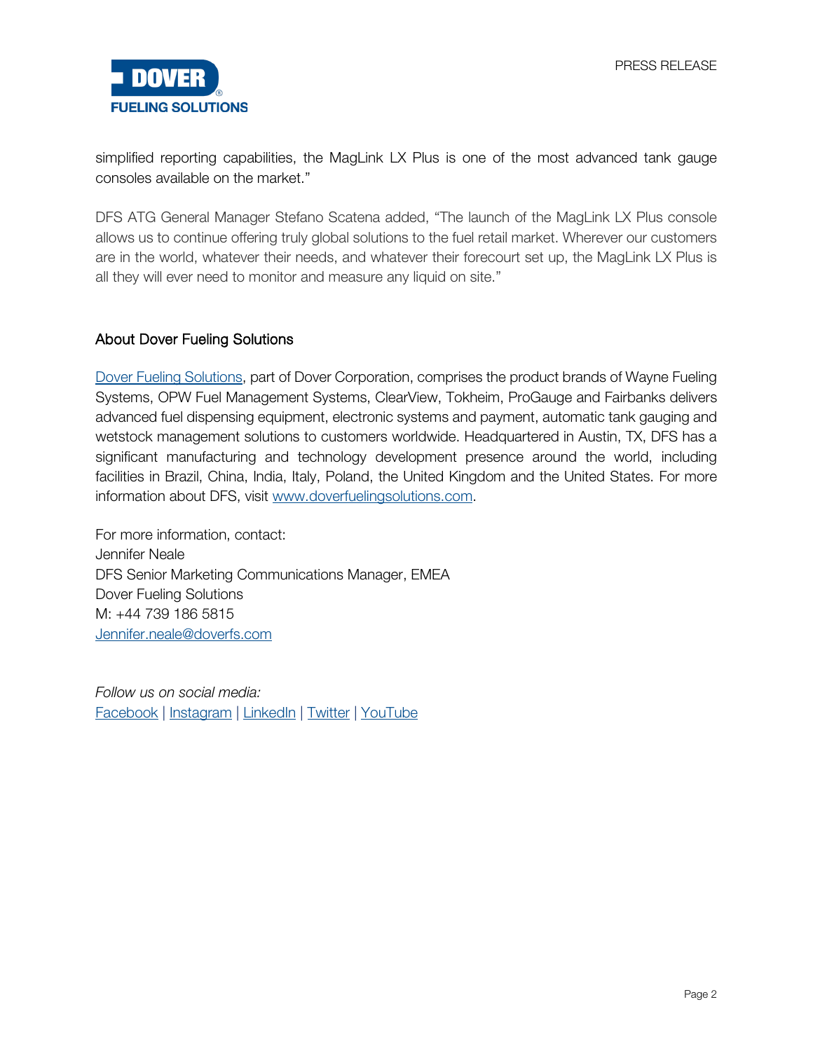simplified reporting capabilities, the MagLink LX Plus is one of the most advanced tank gauge consoles available on the market."

DFS ATG General Manager Stefano Scatena added, "The launch of the MagLink LX Plus console allows us to continue offering truly global solutions to the fuel retail market. Wherever our customers are in the world, whatever their needs, and whatever their forecourt set up, the MagLink LX Plus is all they will ever need to monitor and measure any liquid on site."

## About Dover Fueling Solutions

Dover Fueling Solutions, part of Dover Corporation, comprises the product brands of Wayne Fueling Systems, OPW Fuel Management Systems, ClearView, Tokheim, ProGauge and Fairbanks delivers advanced fuel dispensing equipment, electronic systems and payment, automatic tank gauging and wetstock management solutions to customers worldwide. Headquartered in Austin, TX, DFS has a significant manufacturing and technology development presence around the world, including facilities in Brazil, China, India, Italy, Poland, the United Kingdom and the United States. For more information about DFS, visit www.doverfuelingsolutions.com.

For more information, contact:
Jennifer Neale
DFS Senior Marketing Communications Manager, EMEA
Dover Fueling Solutions
M: +44 739 186 5815
Jennifer.neale@doverfs.com

*Follow us on social media:*
Facebook | Instagram | LinkedIn | Twitter | YouTube